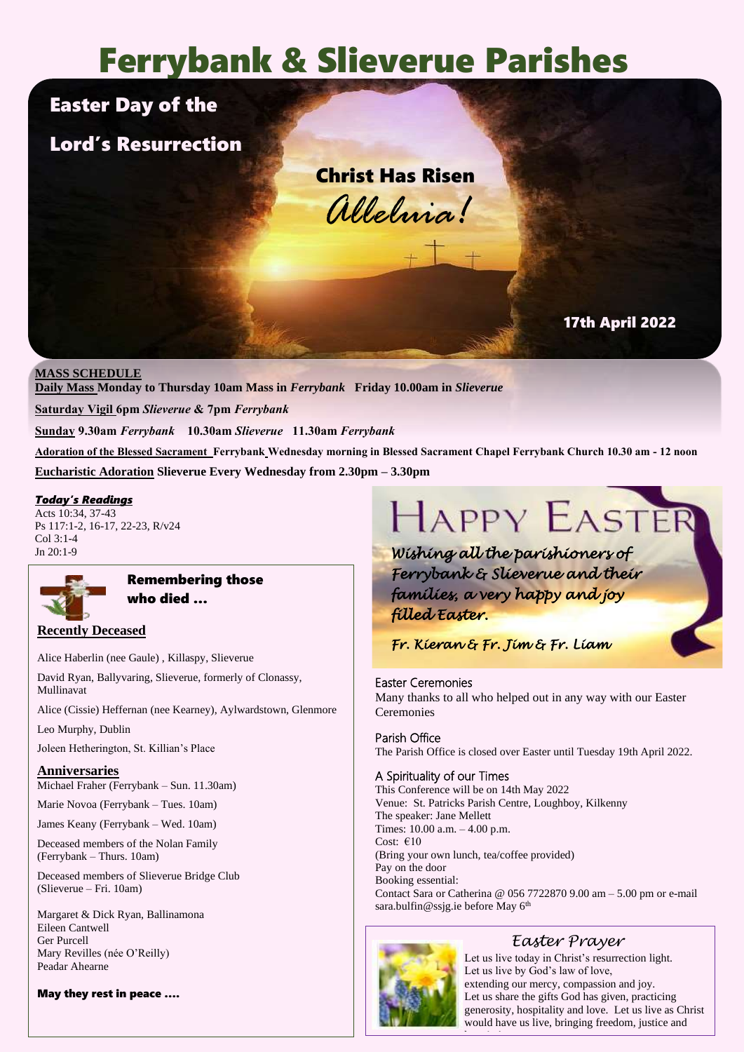# Ferrybank & Slieverue Parishes

## Easter Day of the Lord's Resurrection

**Christ Has Risen**

*Alleluia!*

**17th April 2022**

**MASS SCHEDULE**

**Daily Mass Monday to Thursday 10am Mass in *Ferrybank* Friday 10.00am in *Slieverue***

**Saturday Vigil 6pm *Slieverue* & 7pm *Ferrybank***

**Sunday 9.30am *Ferrybank* 10.30am *Slieverue* 11.30am *Ferrybank***

**Adoration of the Blessed Sacrament Ferrybank Wednesday morning in Blessed Sacrament Chapel Ferrybank Church 10.30 am - 12 noon**

**Eucharistic Adoration Slieverue Every Wednesday from 2.30pm – 3.30pm**

***Today's Readings***

Acts 10:34, 37-43
Ps 117:1-2, 16-17, 22-23, R/v24
Col 3:1-4
Jn 20:1-9

### Remembering those who died …

**Recently Deceased**

Alice Haberlin (nee Gaule) , Killaspy, Slieverue

David Ryan, Ballyvaring, Slieverue, formerly of Clonassy, Mullinavat

Alice (Cissie) Heffernan (nee Kearney), Aylwardstown, Glenmore

Leo Murphy, Dublin

Joleen Hetherington, St. Killian's Place

**Anniversaries**

Michael Fraher (Ferrybank – Sun. 11.30am)

Marie Novoa (Ferrybank – Tues. 10am)

James Keany (Ferrybank – Wed. 10am)

Deceased members of the Nolan Family (Ferrybank – Thurs. 10am)

Deceased members of Slieverue Bridge Club (Slieverue – Fri. 10am)

Margaret & Dick Ryan, Ballinamona
Eileen Cantwell
Ger Purcell
Mary Revilles (née O'Reilly)
Peadar Ahearne

**May they rest in peace ….**

## HAPPY EASTER

*Wishing all the parishioners of Ferrybank & Slieverue and their families, a very happy and joy filled Easter.*

*Fr. Kieran & Fr. Jim & Fr. Liam*

### Easter Ceremonies

Many thanks to all who helped out in any way with our Easter Ceremonies

### Parish Office

The Parish Office is closed over Easter until Tuesday 19th April 2022.

### A Spirituality of our Times

This Conference will be on 14th May 2022
Venue: St. Patricks Parish Centre, Loughboy, Kilkenny
The speaker: Jane Mellett
Times: 10.00 a.m. – 4.00 p.m.
Cost: €10
(Bring your own lunch, tea/coffee provided)
Pay on the door
Booking essential:
Contact Sara or Catherina @ 056 7722870 9.00 am – 5.00 pm or e-mail sara.bulfin@ssjg.ie before May 6th

### *Easter Prayer*

Let us live today in Christ's resurrection light.
Let us live by God's law of love,
extending our mercy, compassion and joy.
Let us share the gifts God has given, practicing generosity, hospitality and love. Let us live as Christ would have us live, bringing freedom, justice and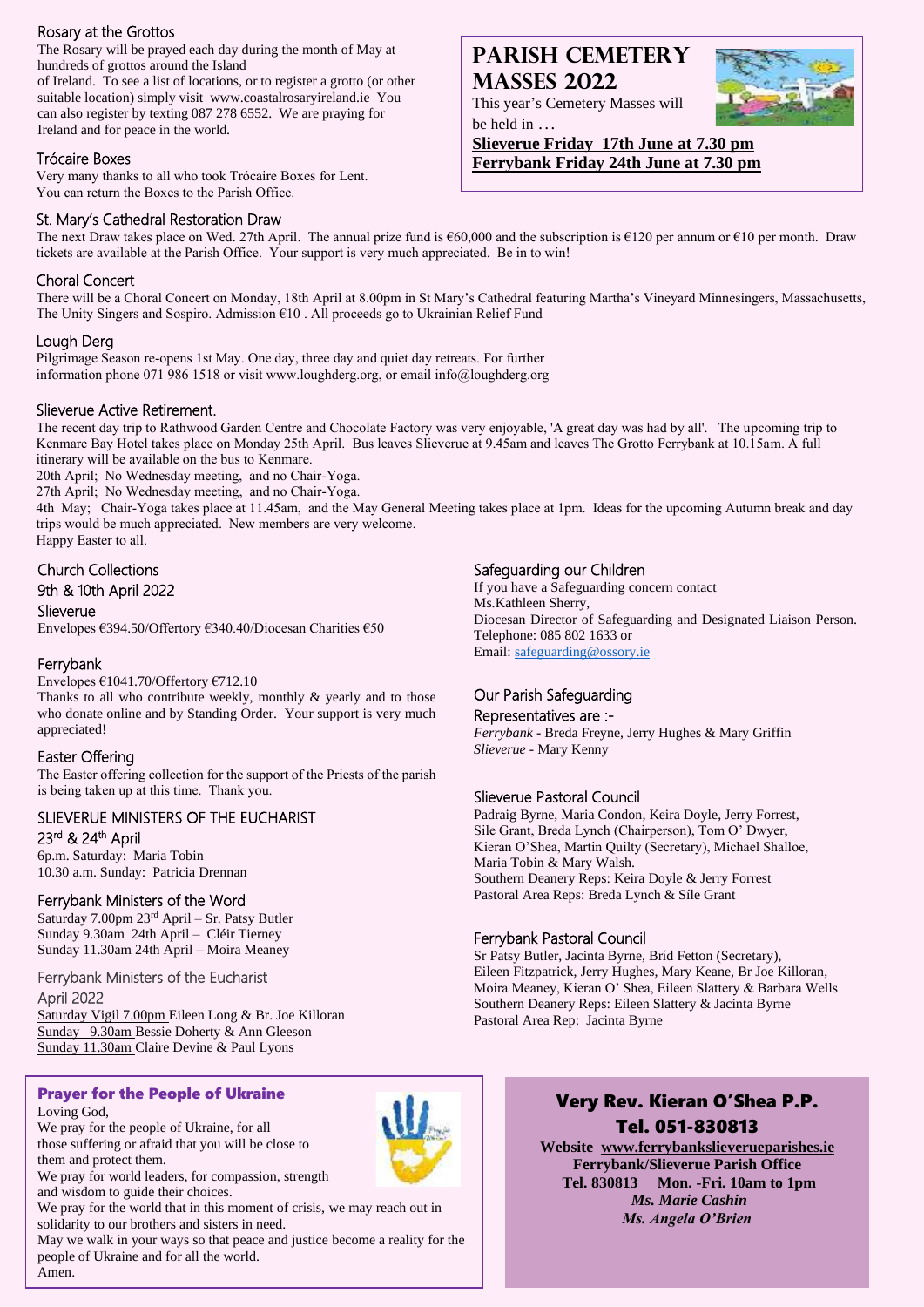## Rosary at the Grottos

The Rosary will be prayed each day during the month of May at hundreds of grottos around the Island of Ireland. To see a list of locations, or to register a grotto (or other suitable location) simply visit www.coastalrosaryireland.ie You can also register by texting 087 278 6552. We are praying for Ireland and for peace in the world.

## Trócaire Boxes

Very many thanks to all who took Trócaire Boxes for Lent. You can return the Boxes to the Parish Office.

# PARISH CEMETERY MASSES 2022

This year's Cemetery Masses will be held in …

**Slieverue Friday 17th June at 7.30 pm**

**Ferrybank Friday 24th June at 7.30 pm**

## St. Mary's Cathedral Restoration Draw

The next Draw takes place on Wed. 27th April. The annual prize fund is €60,000 and the subscription is €120 per annum or €10 per month. Draw tickets are available at the Parish Office. Your support is very much appreciated. Be in to win!

## Choral Concert

There will be a Choral Concert on Monday, 18th April at 8.00pm in St Mary's Cathedral featuring Martha's Vineyard Minnesingers, Massachusetts, The Unity Singers and Sospiro. Admission €10 . All proceeds go to Ukrainian Relief Fund

## Lough Derg

Pilgrimage Season re-opens 1st May. One day, three day and quiet day retreats. For further information phone 071 986 1518 or visit www.loughderg.org, or email info@loughderg.org

## Slieverue Active Retirement.

The recent day trip to Rathwood Garden Centre and Chocolate Factory was very enjoyable, 'A great day was had by all'. The upcoming trip to Kenmare Bay Hotel takes place on Monday 25th April. Bus leaves Slieverue at 9.45am and leaves The Grotto Ferrybank at 10.15am. A full itinerary will be available on the bus to Kenmare.

20th April; No Wednesday meeting, and no Chair-Yoga.

27th April; No Wednesday meeting, and no Chair-Yoga.

4th May; Chair-Yoga takes place at 11.45am, and the May General Meeting takes place at 1pm. Ideas for the upcoming Autumn break and day trips would be much appreciated. New members are very welcome.

Happy Easter to all.

## Church Collections
## 9th & 10th April 2022

### Slieverue

Envelopes €394.50/Offertory €340.40/Diocesan Charities €50

### Ferrybank

Envelopes €1041.70/Offertory €712.10

Thanks to all who contribute weekly, monthly & yearly and to those who donate online and by Standing Order. Your support is very much appreciated!

## Easter Offering

The Easter offering collection for the support of the Priests of the parish is being taken up at this time. Thank you.

## SLIEVERUE MINISTERS OF THE EUCHARIST

### 23rd & 24th April

6p.m. Saturday: Maria Tobin

10.30 a.m. Sunday: Patricia Drennan

## Ferrybank Ministers of the Word

Saturday 7.00pm 23rd April – Sr. Patsy Butler

Sunday 9.30am 24th April – Cléir Tierney

Sunday 11.30am 24th April – Moira Meaney

## Ferrybank Ministers of the Eucharist

### April 2022

Saturday Vigil 7.00pm Eileen Long & Br. Joe Killoran

Sunday 9.30am Bessie Doherty & Ann Gleeson

Sunday 11.30am Claire Devine & Paul Lyons

## Safeguarding our Children

If you have a Safeguarding concern contact Ms.Kathleen Sherry,

Diocesan Director of Safeguarding and Designated Liaison Person.

Telephone: 085 802 1633 or

Email: safeguarding@ossory.ie

## Our Parish Safeguarding Representatives are :-

*Ferrybank* - Breda Freyne, Jerry Hughes & Mary Griffin

*Slieverue* - Mary Kenny

## Slieverue Pastoral Council

Padraig Byrne, Maria Condon, Keira Doyle, Jerry Forrest, Sile Grant, Breda Lynch (Chairperson), Tom O' Dwyer, Kieran O'Shea, Martin Quilty (Secretary), Michael Shalloe, Maria Tobin & Mary Walsh.

Southern Deanery Reps: Keira Doyle & Jerry Forrest

Pastoral Area Reps: Breda Lynch & Síle Grant

## Ferrybank Pastoral Council

Sr Patsy Butler, Jacinta Byrne, Bríd Fetton (Secretary), Eileen Fitzpatrick, Jerry Hughes, Mary Keane, Br Joe Killoran, Moira Meaney, Kieran O' Shea, Eileen Slattery & Barbara Wells

Southern Deanery Reps: Eileen Slattery & Jacinta Byrne

Pastoral Area Rep: Jacinta Byrne

## Prayer for the People of Ukraine

Loving God,

We pray for the people of Ukraine, for all those suffering or afraid that you will be close to them and protect them.

We pray for world leaders, for compassion, strength and wisdom to guide their choices.

We pray for the world that in this moment of crisis, we may reach out in solidarity to our brothers and sisters in need.

May we walk in your ways so that peace and justice become a reality for the people of Ukraine and for all the world.

Amen.

## Very Rev. Kieran O'Shea P.P.
## Tel. 051-830813

**Website www.ferrybankslieverueparishes.ie**

**Ferrybank/Slieverue Parish Office**

**Tel. 830813 Mon. -Fri. 10am to 1pm**

***Ms. Marie Cashin***

***Ms. Angela O'Brien***